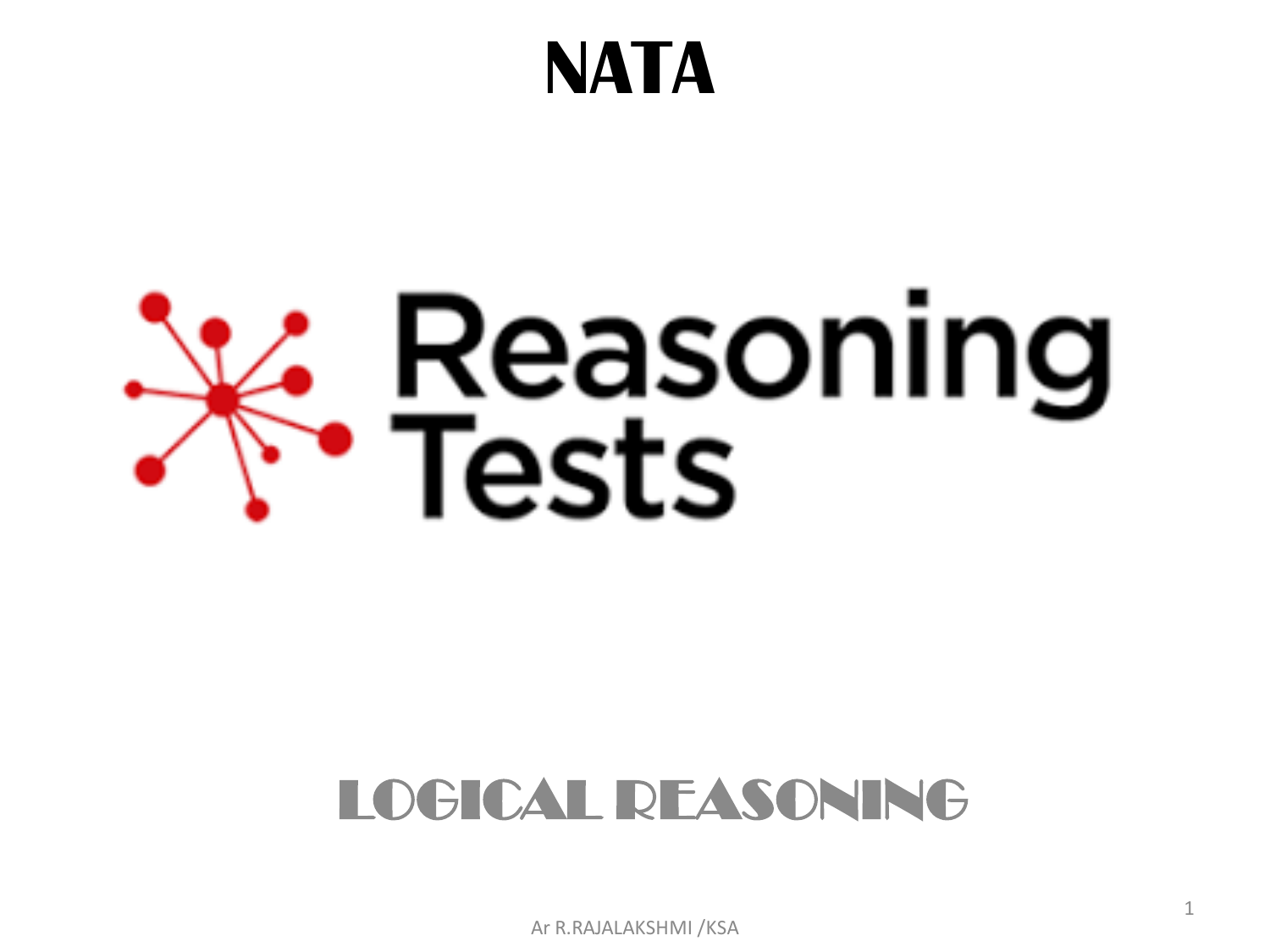# NATA

## Reasoning Tests

## LOGICAL REASONING

Ar R.RAJALAKSHMI /KSA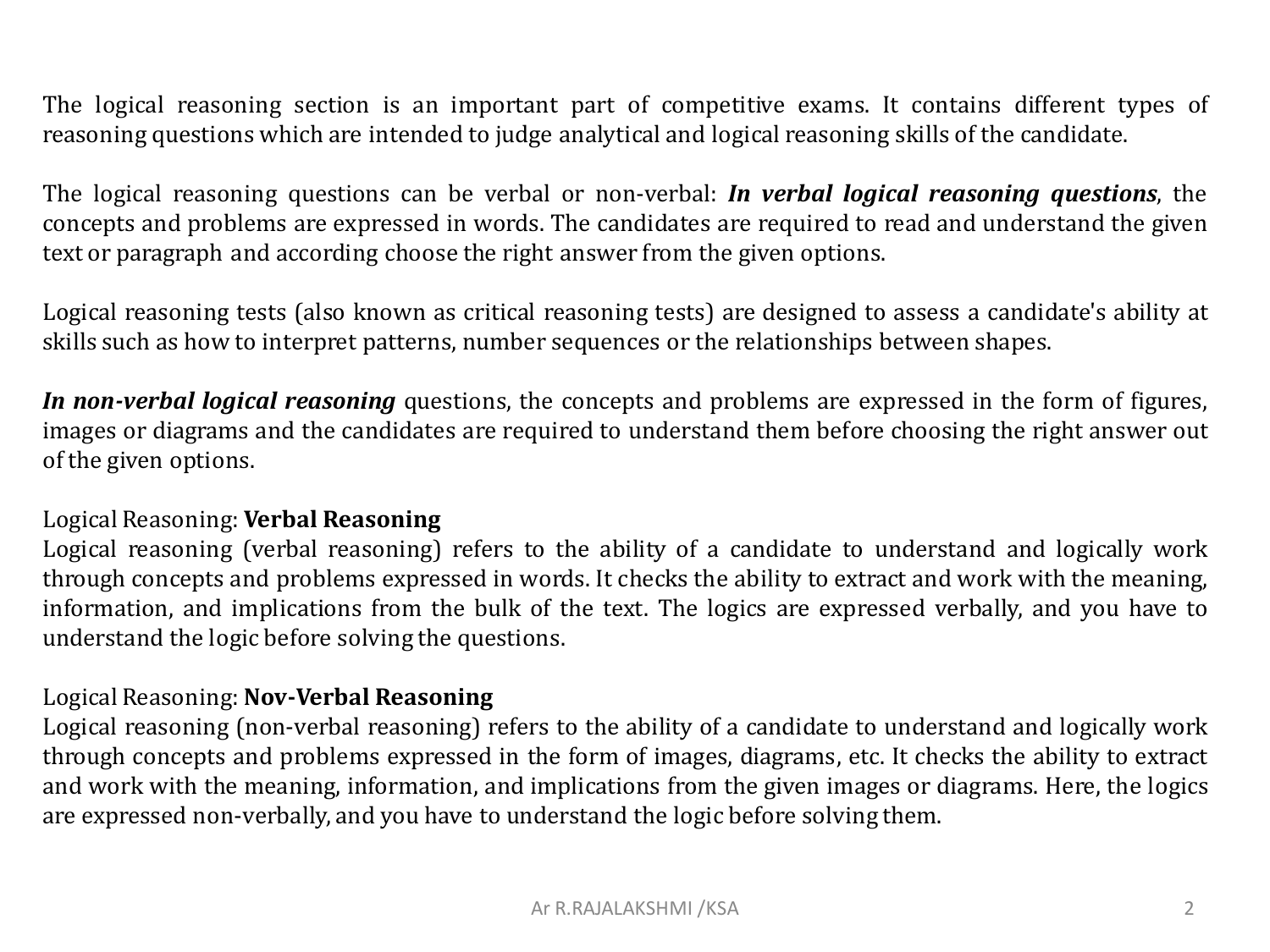The logical reasoning section is an important part of competitive exams. It contains different types of reasoning questions which are intended to judge analytical and logical reasoning skills of the candidate.

The logical reasoning questions can be verbal or non-verbal: ***In verbal logical reasoning questions***, the concepts and problems are expressed in words. The candidates are required to read and understand the given text or paragraph and according choose the right answer from the given options.

Logical reasoning tests (also known as critical reasoning tests) are designed to assess a candidate's ability at skills such as how to interpret patterns, number sequences or the relationships between shapes.

***In non-verbal logical reasoning*** questions, the concepts and problems are expressed in the form of figures, images or diagrams and the candidates are required to understand them before choosing the right answer out of the given options.

Logical Reasoning: **Verbal Reasoning**
Logical reasoning (verbal reasoning) refers to the ability of a candidate to understand and logically work through concepts and problems expressed in words. It checks the ability to extract and work with the meaning, information, and implications from the bulk of the text. The logics are expressed verbally, and you have to understand the logic before solving the questions.

Logical Reasoning: **Nov-Verbal Reasoning**
Logical reasoning (non-verbal reasoning) refers to the ability of a candidate to understand and logically work through concepts and problems expressed in the form of images, diagrams, etc. It checks the ability to extract and work with the meaning, information, and implications from the given images or diagrams. Here, the logics are expressed non-verbally, and you have to understand the logic before solving them.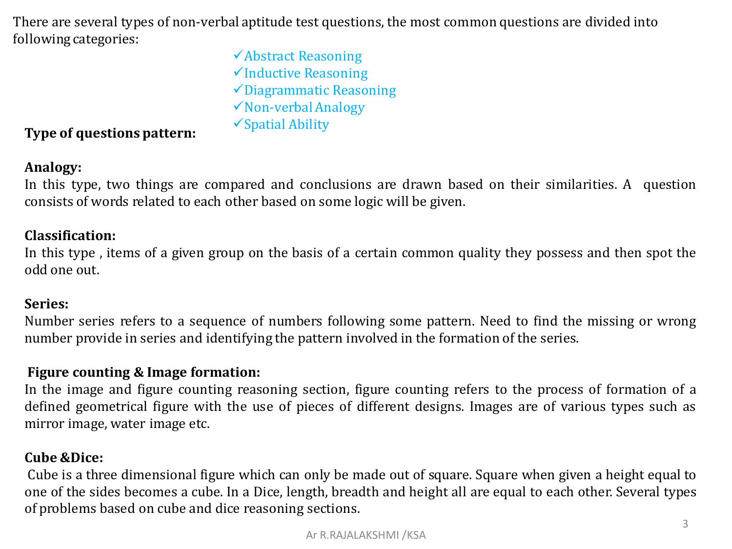There are several types of non-verbal aptitude test questions, the most common questions are divided into following categories:

- ✓Abstract Reasoning
- ✓Inductive Reasoning
- ✓Diagrammatic Reasoning
- ✓Non-verbal Analogy
- ✓Spatial Ability

**Type of questions pattern:**

**Analogy:**

In this type, two things are compared and conclusions are drawn based on their similarities. A question consists of words related to each other based on some logic will be given.

**Classification:**

In this type , items of a given group on the basis of a certain common quality they possess and then spot the odd one out.

**Series:**

Number series refers to a sequence of numbers following some pattern. Need to find the missing or wrong number provide in series and identifying the pattern involved in the formation of the series.

**Figure counting & Image formation:**

In the image and figure counting reasoning section, figure counting refers to the process of formation of a defined geometrical figure with the use of pieces of different designs. Images are of various types such as mirror image, water image etc.

**Cube &Dice:**

Cube is a three dimensional figure which can only be made out of square. Square when given a height equal to one of the sides becomes a cube. In a Dice, length, breadth and height all are equal to each other. Several types of problems based on cube and dice reasoning sections.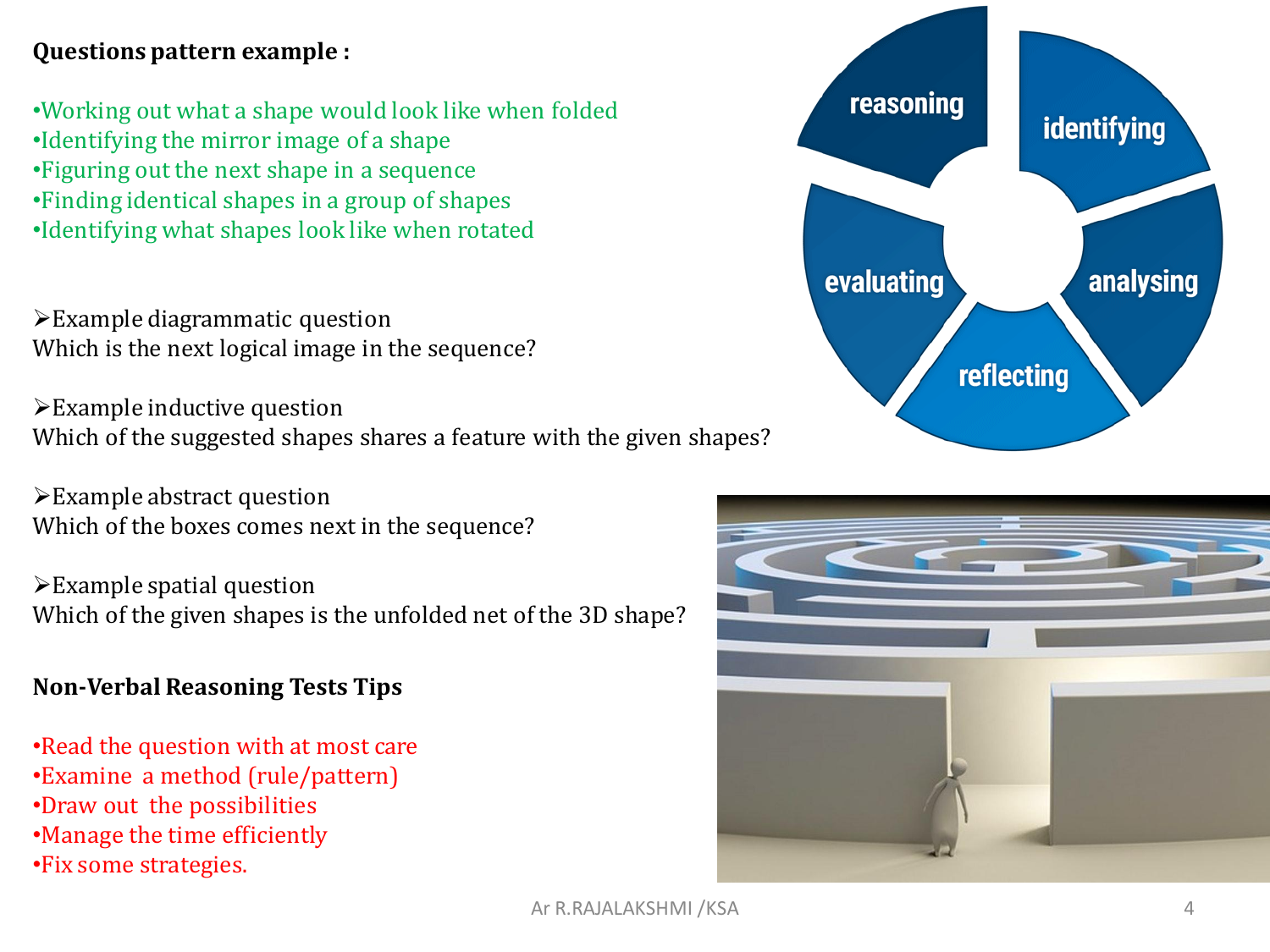**Questions pattern example :**

- Working out what a shape would look like when folded
- Identifying the mirror image of a shape
- Figuring out the next shape in a sequence
- Finding identical shapes in a group of shapes
- Identifying what shapes look like when rotated

➢ Example diagrammatic question
Which is the next logical image in the sequence?

➢ Example inductive question
Which of the suggested shapes shares a feature with the given shapes?

➢ Example abstract question
Which of the boxes comes next in the sequence?

➢ Example spatial question
Which of the given shapes is the unfolded net of the 3D shape?

**Non-Verbal Reasoning Tests Tips**

- Read the question with at most care
- Examine a method (rule/pattern)
- Draw out the possibilities
- Manage the time efficiently
- Fix some strategies.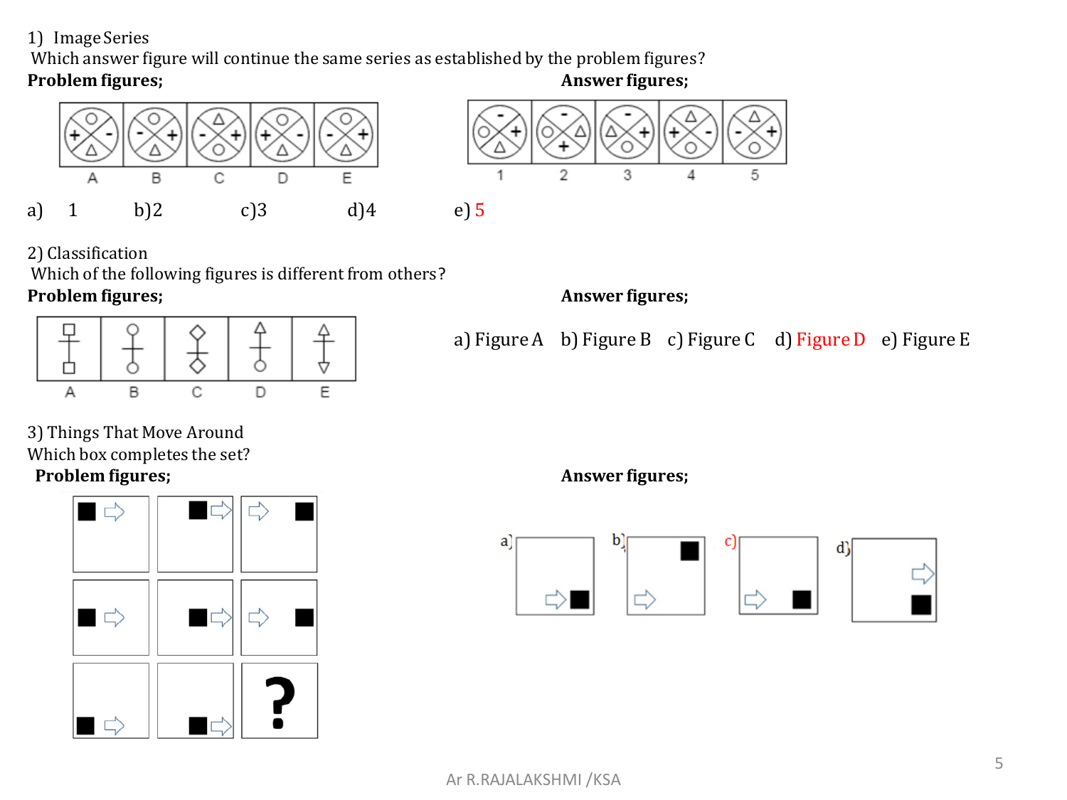1) Image Series

Which answer figure will continue the same series as established by the problem figures?

**Problem figures;**

A B C D E

**Answer figures;**

1 2 3 4 5

a) 1 b) 2 c) 3 d) 4 e) 5

2) Classification

Which of the following figures is different from others?

**Problem figures;**

A B C D E

**Answer figures;**

a) Figure A b) Figure B c) Figure C d) Figure D e) Figure E

3) Things That Move Around

Which box completes the set?

**Problem figures;**

?

**Answer figures;**

a) b) c) d)

Ar R.RAJALAKSHMI /KSA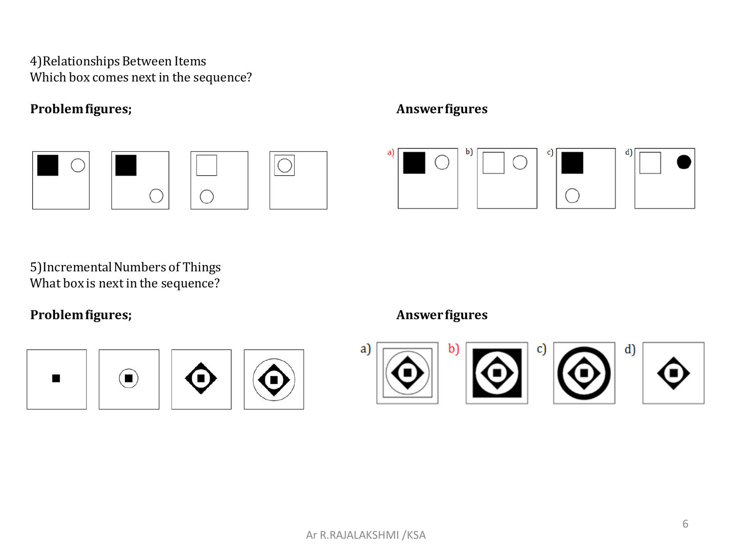4)Relationships Between Items
Which box comes next in the sequence?

**Problem figures;**

**Answer figures**

a)

b)

c)

d)

5)Incremental Numbers of Things
What box is next in the sequence?

**Problem figures;**

**Answer figures**

a)

b)

c)

d)

Ar R.RAJALAKSHMI /KSA